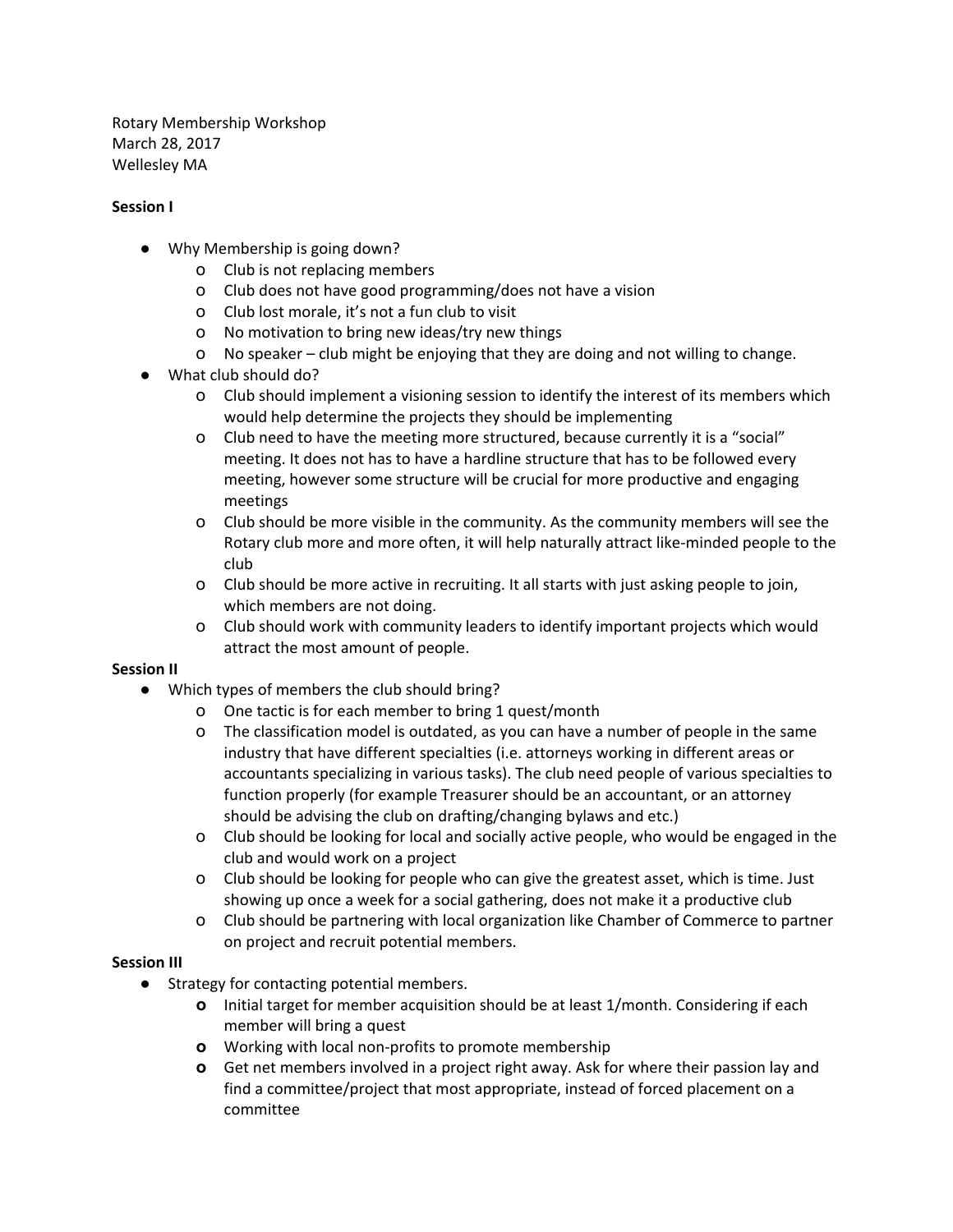Rotary Membership Workshop
March 28, 2017
Wellesley MA

**Session I**

- Why Membership is going down?
  - Club is not replacing members
  - Club does not have good programming/does not have a vision
  - Club lost morale, it's not a fun club to visit
  - No motivation to bring new ideas/try new things
  - No speaker – club might be enjoying that they are doing and not willing to change.
- What club should do?
  - Club should implement a visioning session to identify the interest of its members which would help determine the projects they should be implementing
  - Club need to have the meeting more structured, because currently it is a "social" meeting. It does not has to have a hardline structure that has to be followed every meeting, however some structure will be crucial for more productive and engaging meetings
  - Club should be more visible in the community. As the community members will see the Rotary club more and more often, it will help naturally attract like-minded people to the club
  - Club should be more active in recruiting. It all starts with just asking people to join, which members are not doing.
  - Club should work with community leaders to identify important projects which would attract the most amount of people.

**Session II**

- Which types of members the club should bring?
  - One tactic is for each member to bring 1 quest/month
  - The classification model is outdated, as you can have a number of people in the same industry that have different specialties (i.e. attorneys working in different areas or accountants specializing in various tasks). The club need people of various specialties to function properly (for example Treasurer should be an accountant, or an attorney should be advising the club on drafting/changing bylaws and etc.)
  - Club should be looking for local and socially active people, who would be engaged in the club and would work on a project
  - Club should be looking for people who can give the greatest asset, which is time. Just showing up once a week for a social gathering, does not make it a productive club
  - Club should be partnering with local organization like Chamber of Commerce to partner on project and recruit potential members.

**Session III**

- Strategy for contacting potential members.
  - Initial target for member acquisition should be at least 1/month. Considering if each member will bring a quest
  - Working with local non-profits to promote membership
  - Get net members involved in a project right away. Ask for where their passion lay and find a committee/project that most appropriate, instead of forced placement on a committee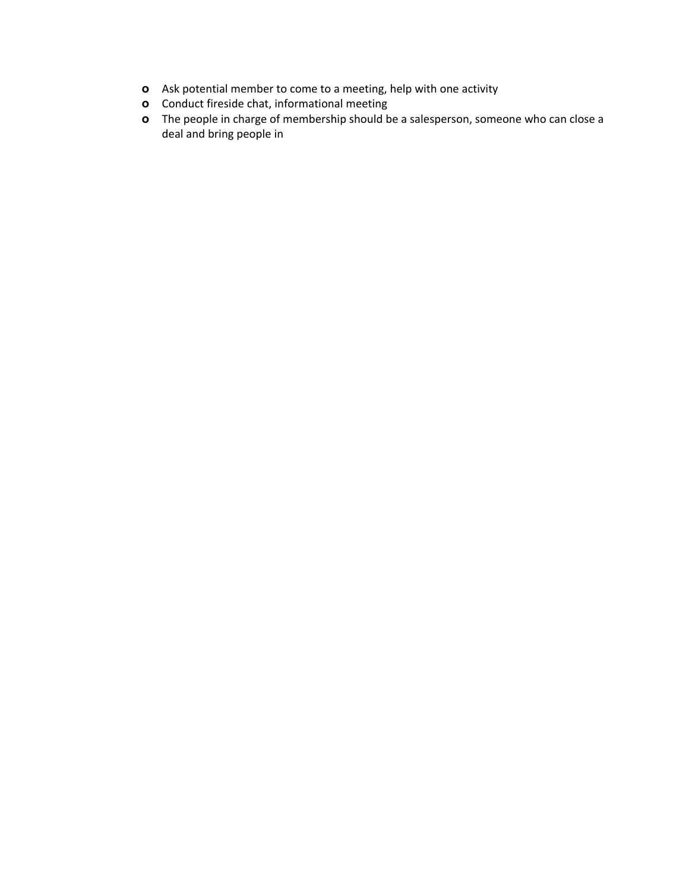- Ask potential member to come to a meeting, help with one activity
- Conduct fireside chat, informational meeting
- The people in charge of membership should be a salesperson, someone who can close a deal and bring people in